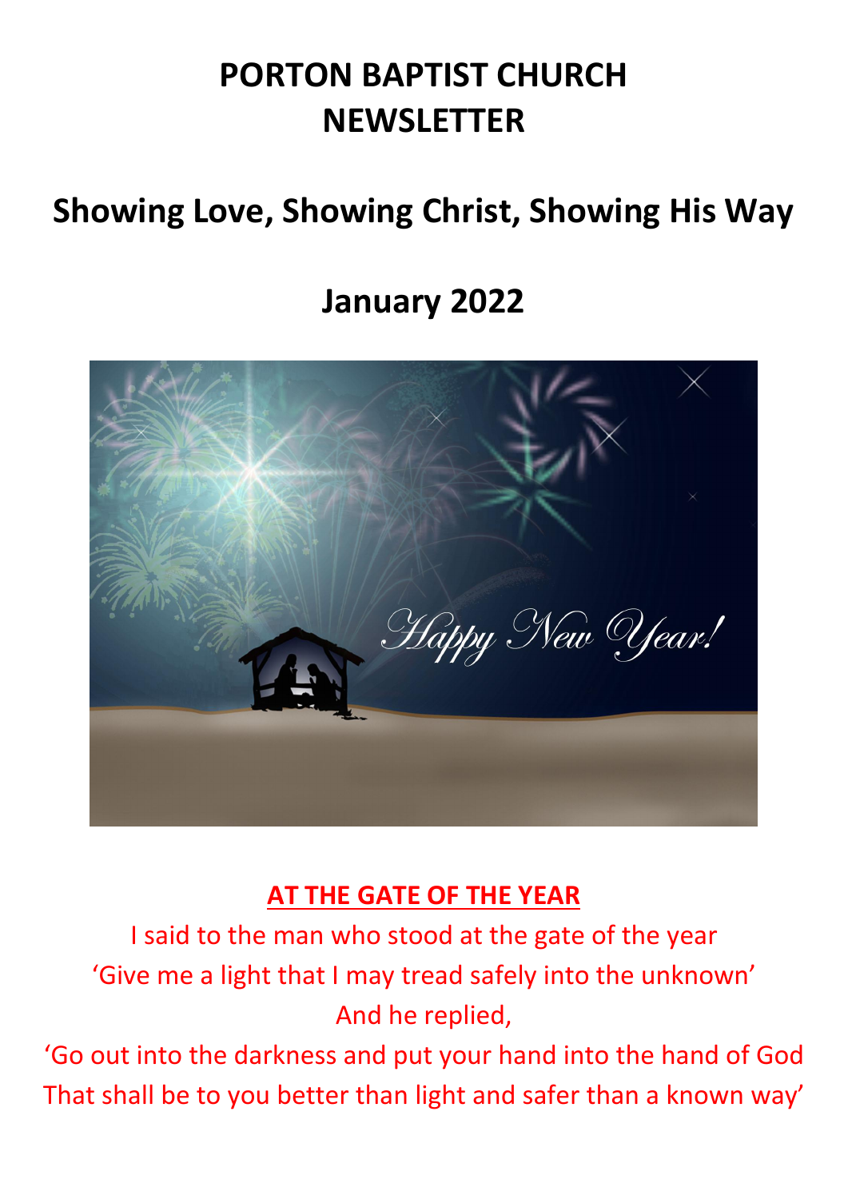# PORTON BAPTIST CHURCH NEWSLETTER

## Showing Love, Showing Christ, Showing His Way

## January 2022

### AT THE GATE OF THE YEAR

I said to the man who stood at the gate of the year
'Give me a light that I may tread safely into the unknown'
And he replied,
'Go out into the darkness and put your hand into the hand of God
That shall be to you better than light and safer than a known way'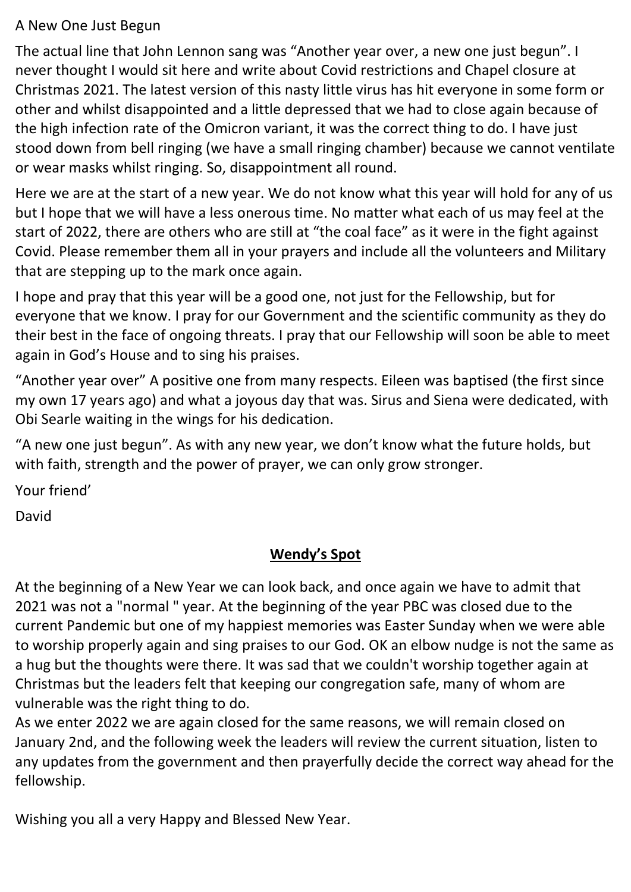A New One Just Begun

The actual line that John Lennon sang was “Another year over, a new one just begun”. I never thought I would sit here and write about Covid restrictions and Chapel closure at Christmas 2021. The latest version of this nasty little virus has hit everyone in some form or other and whilst disappointed and a little depressed that we had to close again because of the high infection rate of the Omicron variant, it was the correct thing to do. I have just stood down from bell ringing (we have a small ringing chamber) because we cannot ventilate or wear masks whilst ringing. So, disappointment all round.

Here we are at the start of a new year. We do not know what this year will hold for any of us but I hope that we will have a less onerous time. No matter what each of us may feel at the start of 2022, there are others who are still at “the coal face” as it were in the fight against Covid. Please remember them all in your prayers and include all the volunteers and Military that are stepping up to the mark once again.

I hope and pray that this year will be a good one, not just for the Fellowship, but for everyone that we know. I pray for our Government and the scientific community as they do their best in the face of ongoing threats. I pray that our Fellowship will soon be able to meet again in God’s House and to sing his praises.

“Another year over” A positive one from many respects. Eileen was baptised (the first since my own 17 years ago) and what a joyous day that was. Sirus and Siena were dedicated, with Obi Searle waiting in the wings for his dedication.

“A new one just begun”. As with any new year, we don’t know what the future holds, but with faith, strength and the power of prayer, we can only grow stronger.

Your friend’

David

## Wendy’s Spot

At the beginning of a New Year we can look back, and once again we have to admit that 2021 was not a "normal " year. At the beginning of the year PBC was closed due to the current Pandemic but one of my happiest memories was Easter Sunday when we were able to worship properly again and sing praises to our God. OK an elbow nudge is not the same as a hug but the thoughts were there. It was sad that we couldn't worship together again at Christmas but the leaders felt that keeping our congregation safe, many of whom are vulnerable was the right thing to do.
As we enter 2022 we are again closed for the same reasons, we will remain closed on January 2nd, and the following week the leaders will review the current situation, listen to any updates from the government and then prayerfully decide the correct way ahead for the fellowship.

Wishing you all a very Happy and Blessed New Year.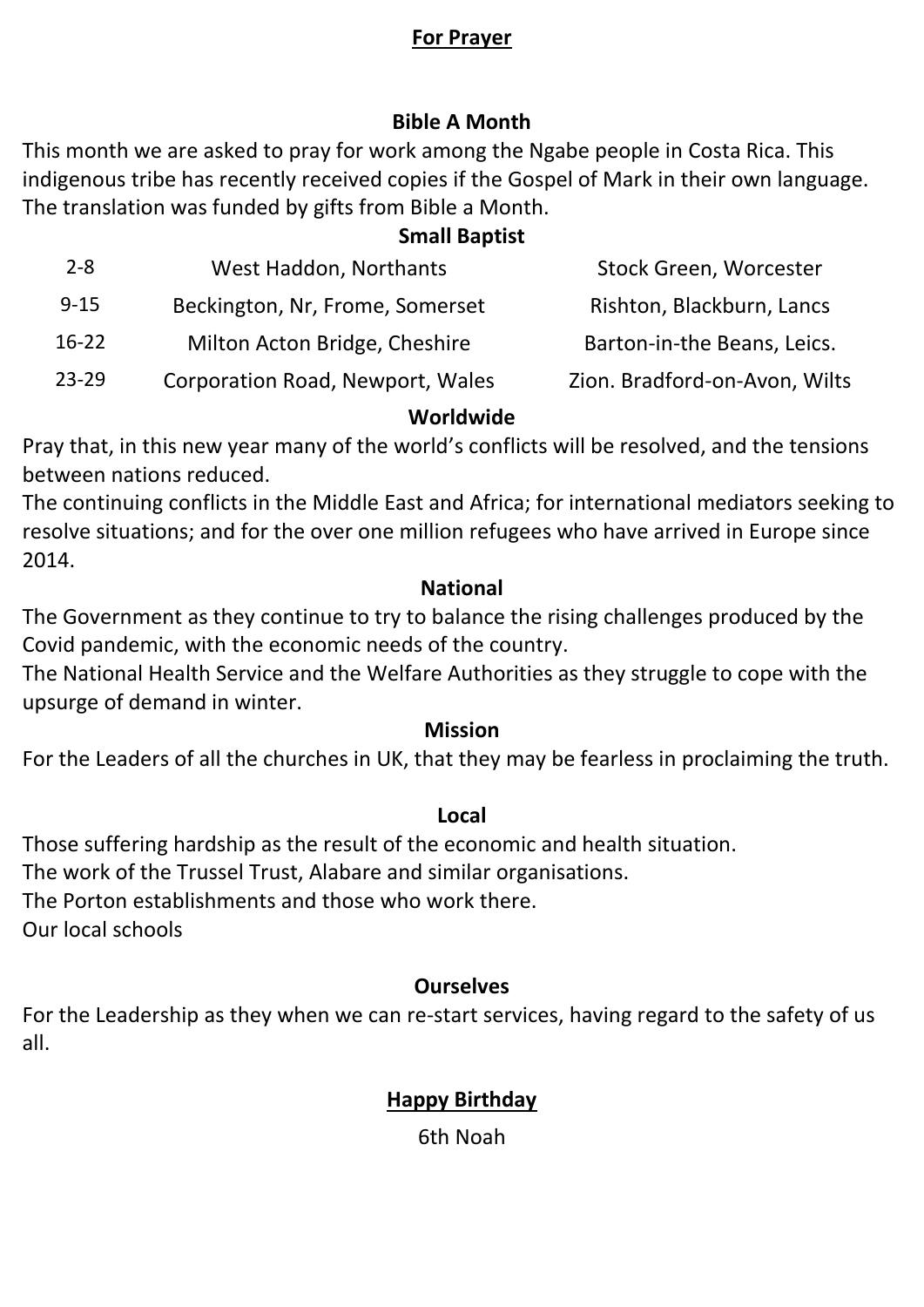## <u>For Prayer</u>

### Bible A Month

This month we are asked to pray for work among the Ngabe people in Costa Rica. This indigenous tribe has recently received copies if the Gospel of Mark in their own language. The translation was funded by gifts from Bible a Month.

### Small Baptist

| | | |
|---|---|---|
| 2-8 | West Haddon, Northants | Stock Green, Worcester |
| 9-15 | Beckington, Nr, Frome, Somerset | Rishton, Blackburn, Lancs |
| 16-22 | Milton Acton Bridge, Cheshire | Barton-in-the Beans, Leics. |
| 23-29 | Corporation Road, Newport, Wales | Zion. Bradford-on-Avon, Wilts |

### Worldwide

Pray that, in this new year many of the world's conflicts will be resolved, and the tensions between nations reduced.

The continuing conflicts in the Middle East and Africa; for international mediators seeking to resolve situations; and for the over one million refugees who have arrived in Europe since 2014.

### National

The Government as they continue to try to balance the rising challenges produced by the Covid pandemic, with the economic needs of the country.

The National Health Service and the Welfare Authorities as they struggle to cope with the upsurge of demand in winter.

### Mission

For the Leaders of all the churches in UK, that they may be fearless in proclaiming the truth.

### Local

Those suffering hardship as the result of the economic and health situation.

The work of the Trussel Trust, Alabare and similar organisations.

The Porton establishments and those who work there.

Our local schools

### Ourselves

For the Leadership as they when we can re-start services, having regard to the safety of us all.

## <u>Happy Birthday</u>

6th Noah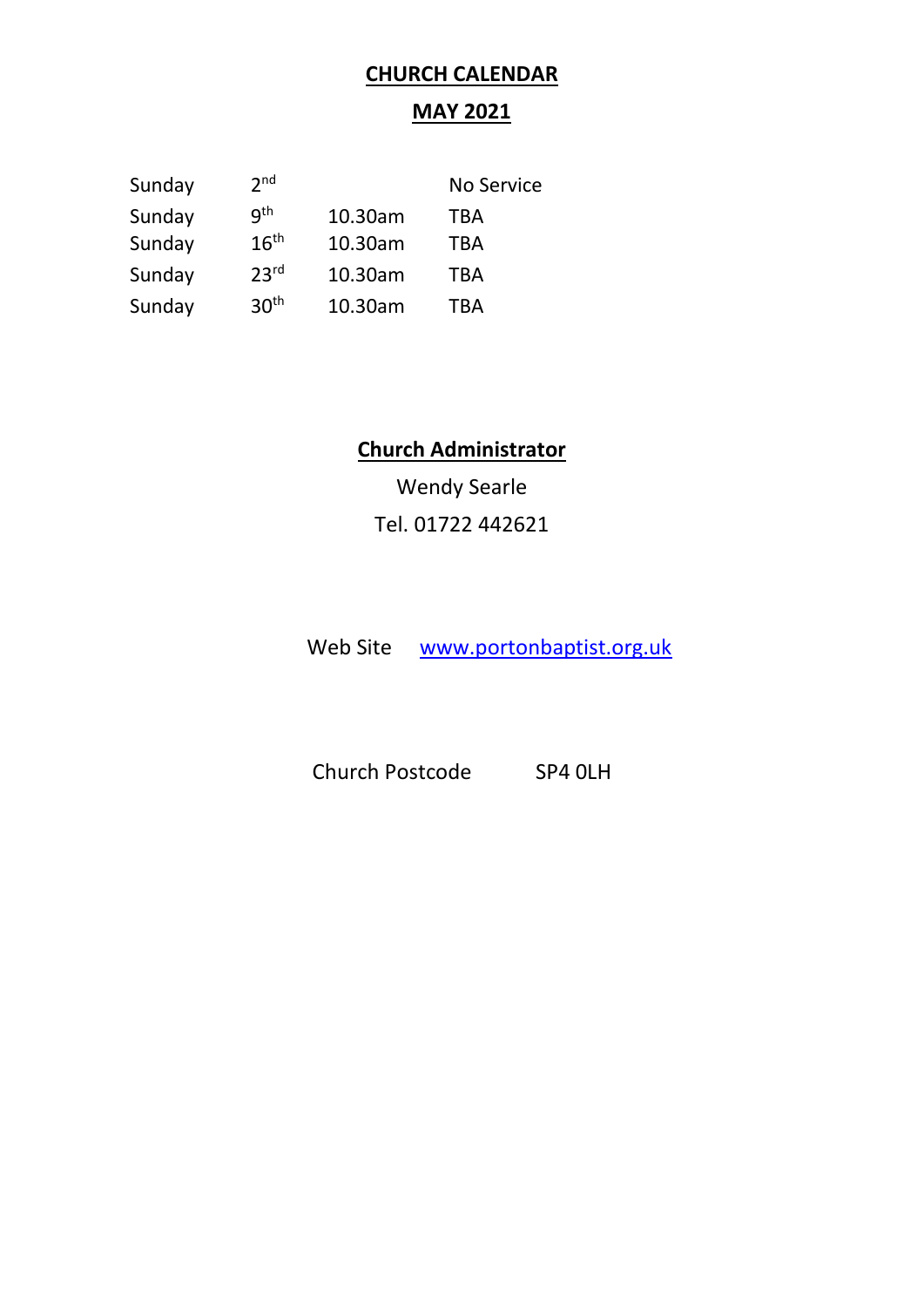## CHURCH CALENDAR

## MAY 2021

| | | | |
|---|---|---|---|
| Sunday | 2nd | | No Service |
| Sunday | 9th | 10.30am | TBA |
| Sunday | 16th | 10.30am | TBA |
| Sunday | 23rd | 10.30am | TBA |
| Sunday | 30th | 10.30am | TBA |

**Church Administrator**

Wendy Searle

Tel. 01722 442621

Web Site [www.portonbaptist.org.uk](http://www.portonbaptist.org.uk)

Church Postcode SP4 0LH